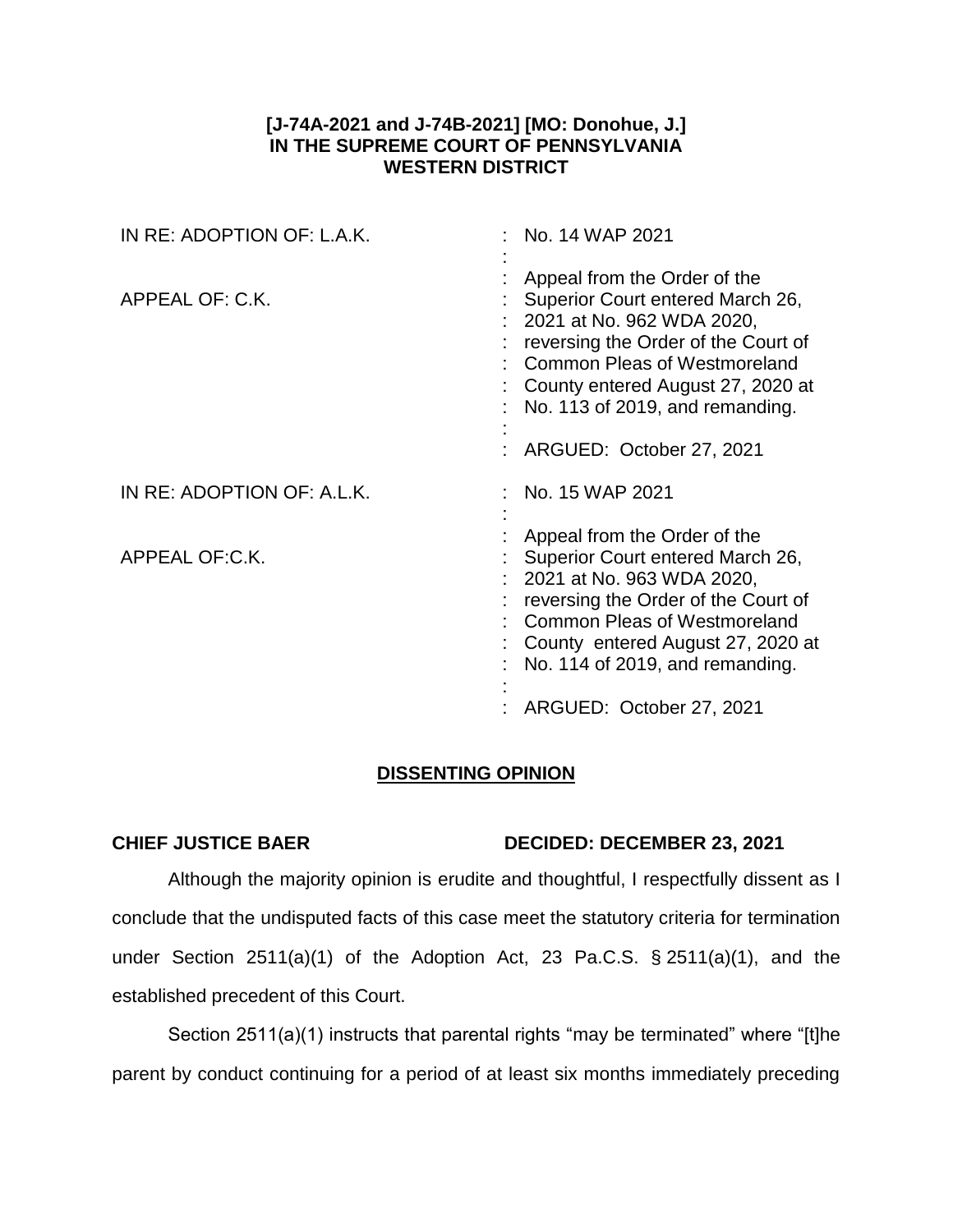**[J-74A-2021 and J-74B-2021] [MO: Donohue, J.]**
**IN THE SUPREME COURT OF PENNSYLVANIA**
**WESTERN DISTRICT**

| | |
|---|---|
| IN RE: ADOPTION OF: L.A.K.<br><br>APPEAL OF: C.K. | No. 14 WAP 2021<br><br>Appeal from the Order of the Superior Court entered March 26, 2021 at No. 962 WDA 2020, reversing the Order of the Court of Common Pleas of Westmoreland County entered August 27, 2020 at No. 113 of 2019, and remanding.<br><br>ARGUED: October 27, 2021 |
| IN RE: ADOPTION OF: A.L.K.<br><br>APPEAL OF:C.K. | No. 15 WAP 2021<br><br>Appeal from the Order of the Superior Court entered March 26, 2021 at No. 963 WDA 2020, reversing the Order of the Court of Common Pleas of Westmoreland County entered August 27, 2020 at No. 114 of 2019, and remanding.<br><br>ARGUED: October 27, 2021 |

## DISSENTING OPINION

**CHIEF JUSTICE BAER** **DECIDED: DECEMBER 23, 2021**

Although the majority opinion is erudite and thoughtful, I respectfully dissent as I conclude that the undisputed facts of this case meet the statutory criteria for termination under Section 2511(a)(1) of the Adoption Act, 23 Pa.C.S. § 2511(a)(1), and the established precedent of this Court.

Section 2511(a)(1) instructs that parental rights "may be terminated" where "[t]he parent by conduct continuing for a period of at least six months immediately preceding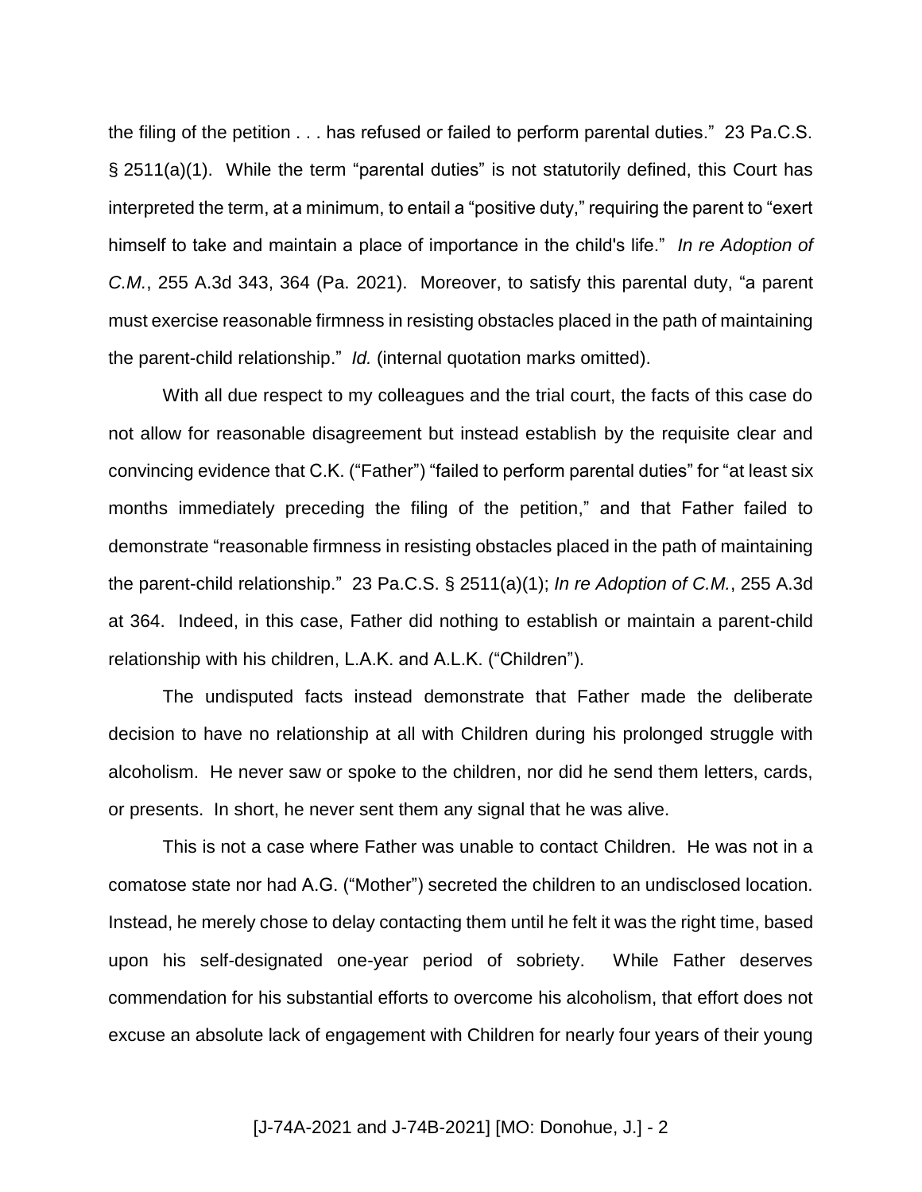the filing of the petition . . . has refused or failed to perform parental duties." 23 Pa.C.S. § 2511(a)(1). While the term "parental duties" is not statutorily defined, this Court has interpreted the term, at a minimum, to entail a "positive duty," requiring the parent to "exert himself to take and maintain a place of importance in the child's life." *In re Adoption of C.M.*, 255 A.3d 343, 364 (Pa. 2021). Moreover, to satisfy this parental duty, "a parent must exercise reasonable firmness in resisting obstacles placed in the path of maintaining the parent-child relationship." *Id.* (internal quotation marks omitted).

With all due respect to my colleagues and the trial court, the facts of this case do not allow for reasonable disagreement but instead establish by the requisite clear and convincing evidence that C.K. ("Father") "failed to perform parental duties" for "at least six months immediately preceding the filing of the petition," and that Father failed to demonstrate "reasonable firmness in resisting obstacles placed in the path of maintaining the parent-child relationship." 23 Pa.C.S. § 2511(a)(1); *In re Adoption of C.M.*, 255 A.3d at 364. Indeed, in this case, Father did nothing to establish or maintain a parent-child relationship with his children, L.A.K. and A.L.K. ("Children").

The undisputed facts instead demonstrate that Father made the deliberate decision to have no relationship at all with Children during his prolonged struggle with alcoholism. He never saw or spoke to the children, nor did he send them letters, cards, or presents. In short, he never sent them any signal that he was alive.

This is not a case where Father was unable to contact Children. He was not in a comatose state nor had A.G. ("Mother") secreted the children to an undisclosed location. Instead, he merely chose to delay contacting them until he felt it was the right time, based upon his self-designated one-year period of sobriety. While Father deserves commendation for his substantial efforts to overcome his alcoholism, that effort does not excuse an absolute lack of engagement with Children for nearly four years of their young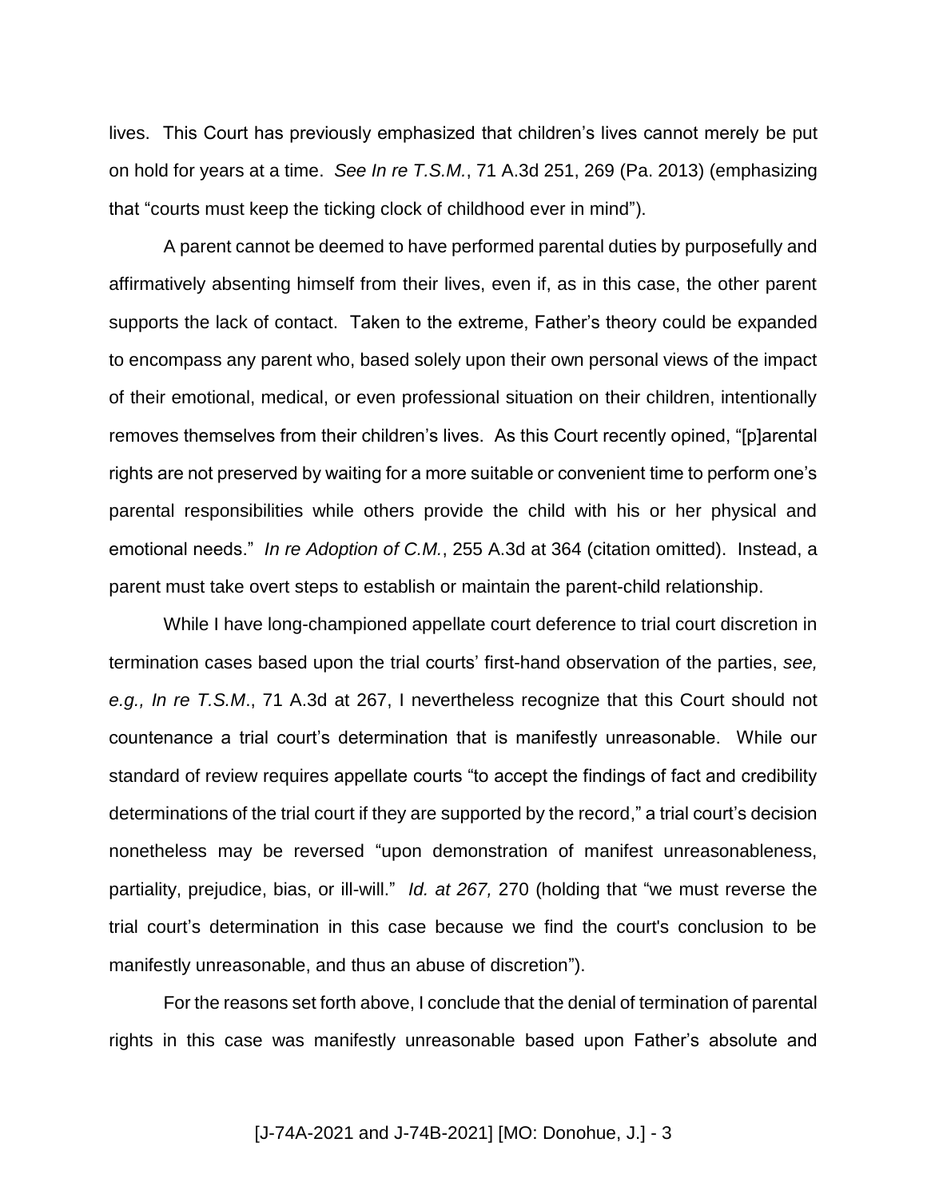lives. This Court has previously emphasized that children's lives cannot merely be put on hold for years at a time. *See In re T.S.M.*, 71 A.3d 251, 269 (Pa. 2013) (emphasizing that "courts must keep the ticking clock of childhood ever in mind").

A parent cannot be deemed to have performed parental duties by purposefully and affirmatively absenting himself from their lives, even if, as in this case, the other parent supports the lack of contact. Taken to the extreme, Father's theory could be expanded to encompass any parent who, based solely upon their own personal views of the impact of their emotional, medical, or even professional situation on their children, intentionally removes themselves from their children's lives. As this Court recently opined, "[p]arental rights are not preserved by waiting for a more suitable or convenient time to perform one's parental responsibilities while others provide the child with his or her physical and emotional needs." *In re Adoption of C.M.*, 255 A.3d at 364 (citation omitted). Instead, a parent must take overt steps to establish or maintain the parent-child relationship.

While I have long-championed appellate court deference to trial court discretion in termination cases based upon the trial courts' first-hand observation of the parties, *see, e.g., In re T.S.M*., 71 A.3d at 267, I nevertheless recognize that this Court should not countenance a trial court's determination that is manifestly unreasonable. While our standard of review requires appellate courts "to accept the findings of fact and credibility determinations of the trial court if they are supported by the record," a trial court's decision nonetheless may be reversed "upon demonstration of manifest unreasonableness, partiality, prejudice, bias, or ill-will." *Id. at 267,* 270 (holding that "we must reverse the trial court's determination in this case because we find the court's conclusion to be manifestly unreasonable, and thus an abuse of discretion").

For the reasons set forth above, I conclude that the denial of termination of parental rights in this case was manifestly unreasonable based upon Father's absolute and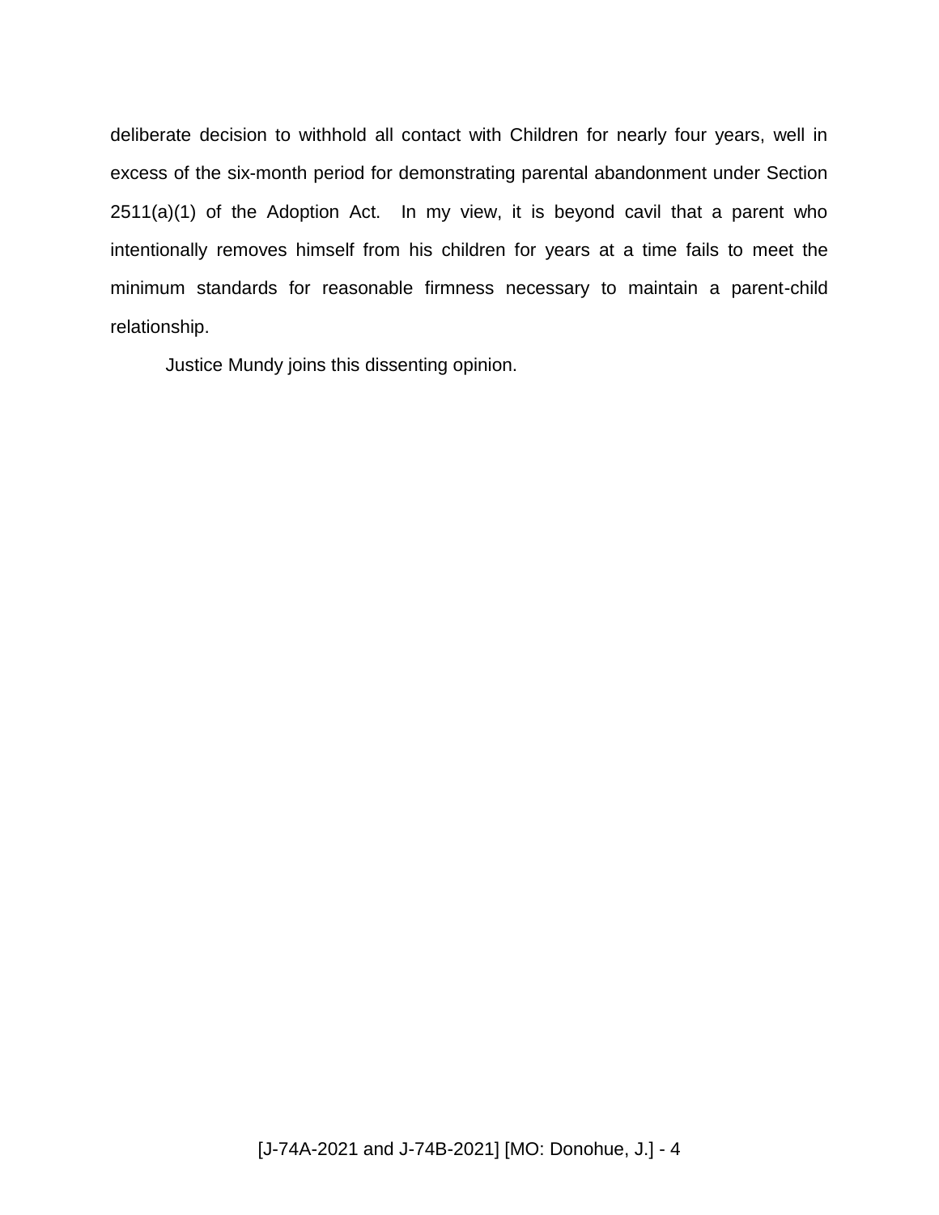deliberate decision to withhold all contact with Children for nearly four years, well in excess of the six-month period for demonstrating parental abandonment under Section 2511(a)(1) of the Adoption Act. In my view, it is beyond cavil that a parent who intentionally removes himself from his children for years at a time fails to meet the minimum standards for reasonable firmness necessary to maintain a parent-child relationship.

Justice Mundy joins this dissenting opinion.